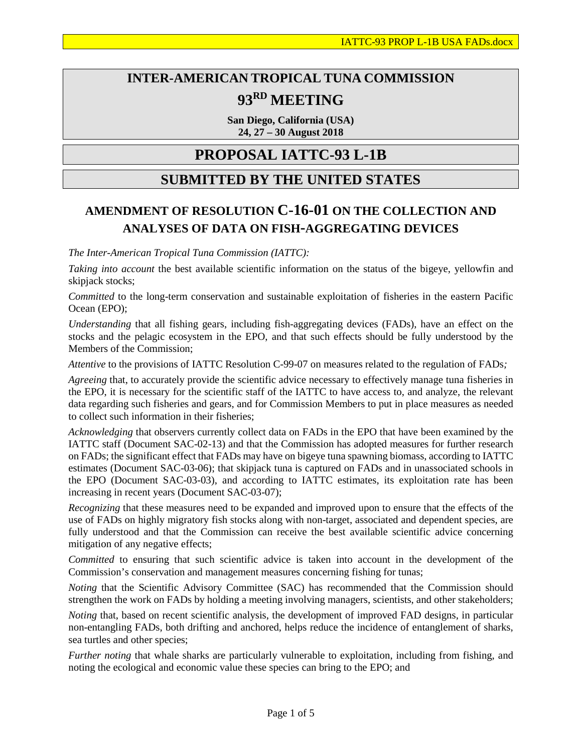# INTER-AMERICAN TROPICAL TUNA COMMISSION

# 93RD MEETING

**San Diego, California (USA)**
**24, 27 – 30 August 2018**

# PROPOSAL IATTC-93 L-1B

# SUBMITTED BY THE UNITED STATES

## AMENDMENT OF RESOLUTION C-16-01 ON THE COLLECTION AND ANALYSES OF DATA ON FISH-AGGREGATING DEVICES

*The Inter-American Tropical Tuna Commission (IATTC):*

*Taking into account* the best available scientific information on the status of the bigeye, yellowfin and skipjack stocks;

*Committed* to the long-term conservation and sustainable exploitation of fisheries in the eastern Pacific Ocean (EPO);

*Understanding* that all fishing gears, including fish-aggregating devices (FADs), have an effect on the stocks and the pelagic ecosystem in the EPO, and that such effects should be fully understood by the Members of the Commission;

*Attentive* to the provisions of IATTC Resolution C-99-07 on measures related to the regulation of FADs*;*

*Agreeing* that, to accurately provide the scientific advice necessary to effectively manage tuna fisheries in the EPO, it is necessary for the scientific staff of the IATTC to have access to, and analyze, the relevant data regarding such fisheries and gears, and for Commission Members to put in place measures as needed to collect such information in their fisheries;

*Acknowledging* that observers currently collect data on FADs in the EPO that have been examined by the IATTC staff (Document SAC-02-13) and that the Commission has adopted measures for further research on FADs; the significant effect that FADs may have on bigeye tuna spawning biomass, according to IATTC estimates (Document SAC-03-06); that skipjack tuna is captured on FADs and in unassociated schools in the EPO (Document SAC-03-03), and according to IATTC estimates, its exploitation rate has been increasing in recent years (Document SAC-03-07);

*Recognizing* that these measures need to be expanded and improved upon to ensure that the effects of the use of FADs on highly migratory fish stocks along with non-target, associated and dependent species, are fully understood and that the Commission can receive the best available scientific advice concerning mitigation of any negative effects;

*Committed* to ensuring that such scientific advice is taken into account in the development of the Commission's conservation and management measures concerning fishing for tunas;

*Noting* that the Scientific Advisory Committee (SAC) has recommended that the Commission should strengthen the work on FADs by holding a meeting involving managers, scientists, and other stakeholders;

*Noting* that, based on recent scientific analysis, the development of improved FAD designs, in particular non-entangling FADs, both drifting and anchored, helps reduce the incidence of entanglement of sharks, sea turtles and other species;

*Further noting* that whale sharks are particularly vulnerable to exploitation, including from fishing, and noting the ecological and economic value these species can bring to the EPO; and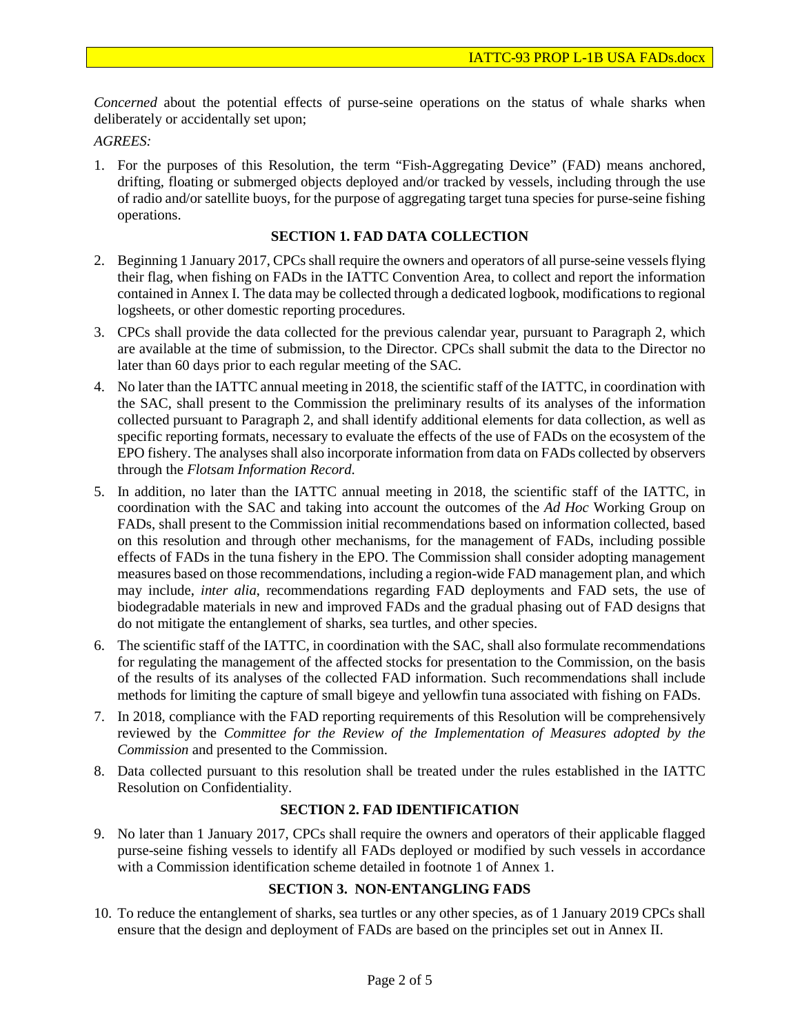*Concerned* about the potential effects of purse-seine operations on the status of whale sharks when deliberately or accidentally set upon;

*AGREES:*

1. For the purposes of this Resolution, the term "Fish-Aggregating Device" (FAD) means anchored, drifting, floating or submerged objects deployed and/or tracked by vessels, including through the use of radio and/or satellite buoys, for the purpose of aggregating target tuna species for purse-seine fishing operations.

## SECTION 1. FAD DATA COLLECTION

2. Beginning 1 January 2017, CPCs shall require the owners and operators of all purse-seine vessels flying their flag, when fishing on FADs in the IATTC Convention Area, to collect and report the information contained in Annex I. The data may be collected through a dedicated logbook, modifications to regional logsheets, or other domestic reporting procedures.
3. CPCs shall provide the data collected for the previous calendar year, pursuant to Paragraph 2, which are available at the time of submission, to the Director. CPCs shall submit the data to the Director no later than 60 days prior to each regular meeting of the SAC.
4. No later than the IATTC annual meeting in 2018, the scientific staff of the IATTC, in coordination with the SAC, shall present to the Commission the preliminary results of its analyses of the information collected pursuant to Paragraph 2, and shall identify additional elements for data collection, as well as specific reporting formats, necessary to evaluate the effects of the use of FADs on the ecosystem of the EPO fishery. The analyses shall also incorporate information from data on FADs collected by observers through the *Flotsam Information Record*.
5. In addition, no later than the IATTC annual meeting in 2018, the scientific staff of the IATTC, in coordination with the SAC and taking into account the outcomes of the *Ad Hoc* Working Group on FADs, shall present to the Commission initial recommendations based on information collected, based on this resolution and through other mechanisms, for the management of FADs, including possible effects of FADs in the tuna fishery in the EPO. The Commission shall consider adopting management measures based on those recommendations, including a region-wide FAD management plan, and which may include, *inter alia*, recommendations regarding FAD deployments and FAD sets, the use of biodegradable materials in new and improved FADs and the gradual phasing out of FAD designs that do not mitigate the entanglement of sharks, sea turtles, and other species.
6. The scientific staff of the IATTC, in coordination with the SAC, shall also formulate recommendations for regulating the management of the affected stocks for presentation to the Commission, on the basis of the results of its analyses of the collected FAD information. Such recommendations shall include methods for limiting the capture of small bigeye and yellowfin tuna associated with fishing on FADs.
7. In 2018, compliance with the FAD reporting requirements of this Resolution will be comprehensively reviewed by the *Committee for the Review of the Implementation of Measures adopted by the Commission* and presented to the Commission.
8. Data collected pursuant to this resolution shall be treated under the rules established in the IATTC Resolution on Confidentiality.

## SECTION 2. FAD IDENTIFICATION

9. No later than 1 January 2017, CPCs shall require the owners and operators of their applicable flagged purse-seine fishing vessels to identify all FADs deployed or modified by such vessels in accordance with a Commission identification scheme detailed in footnote 1 of Annex 1.

## SECTION 3. NON-ENTANGLING FADS

10. To reduce the entanglement of sharks, sea turtles or any other species, as of 1 January 2019 CPCs shall ensure that the design and deployment of FADs are based on the principles set out in Annex II.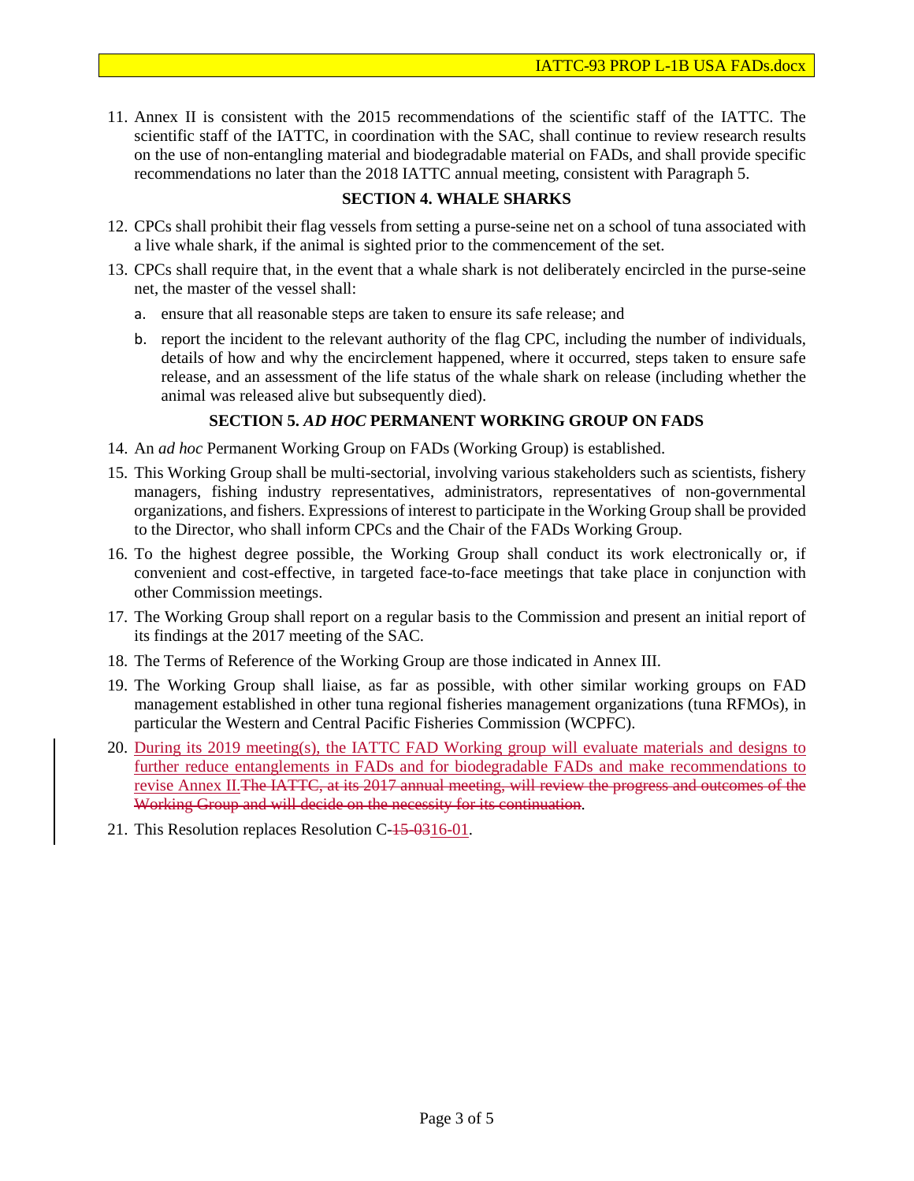11. Annex II is consistent with the 2015 recommendations of the scientific staff of the IATTC. The scientific staff of the IATTC, in coordination with the SAC, shall continue to review research results on the use of non-entangling material and biodegradable material on FADs, and shall provide specific recommendations no later than the 2018 IATTC annual meeting, consistent with Paragraph 5.

## SECTION 4. WHALE SHARKS

12. CPCs shall prohibit their flag vessels from setting a purse-seine net on a school of tuna associated with a live whale shark, if the animal is sighted prior to the commencement of the set.
13. CPCs shall require that, in the event that a whale shark is not deliberately encircled in the purse-seine net, the master of the vessel shall:
    a. ensure that all reasonable steps are taken to ensure its safe release; and
    b. report the incident to the relevant authority of the flag CPC, including the number of individuals, details of how and why the encirclement happened, where it occurred, steps taken to ensure safe release, and an assessment of the life status of the whale shark on release (including whether the animal was released alive but subsequently died).

## SECTION 5. *AD HOC* PERMANENT WORKING GROUP ON FADS

14. An *ad hoc* Permanent Working Group on FADs (Working Group) is established.
15. This Working Group shall be multi-sectorial, involving various stakeholders such as scientists, fishery managers, fishing industry representatives, administrators, representatives of non-governmental organizations, and fishers. Expressions of interest to participate in the Working Group shall be provided to the Director, who shall inform CPCs and the Chair of the FADs Working Group.
16. To the highest degree possible, the Working Group shall conduct its work electronically or, if convenient and cost-effective, in targeted face-to-face meetings that take place in conjunction with other Commission meetings.
17. The Working Group shall report on a regular basis to the Commission and present an initial report of its findings at the 2017 meeting of the SAC.
18. The Terms of Reference of the Working Group are those indicated in Annex III.
19. The Working Group shall liaise, as far as possible, with other similar working groups on FAD management established in other tuna regional fisheries management organizations (tuna RFMOs), in particular the Western and Central Pacific Fisheries Commission (WCPFC).
20. <u>During its 2019 meeting(s), the IATTC FAD Working group will evaluate materials and designs to further reduce entanglements in FADs and for biodegradable FADs and make recommendations to revise Annex II.</u>~~The IATTC, at its 2017 annual meeting, will review the progress and outcomes of the Working Group and will decide on the necessity for its continuation~~.
21. This Resolution replaces Resolution C-~~15-03~~<u>16-01</u>.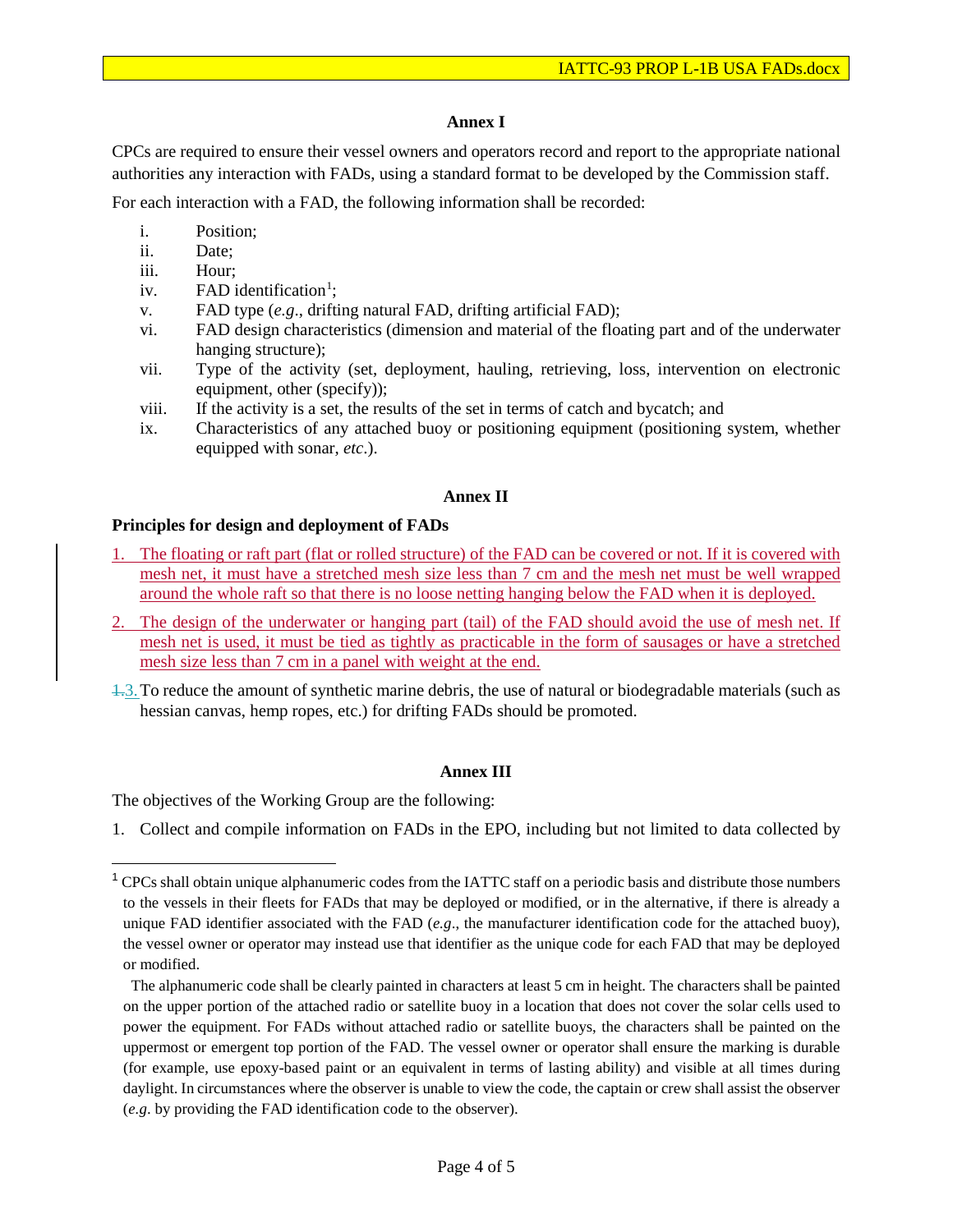### Annex I

CPCs are required to ensure their vessel owners and operators record and report to the appropriate national authorities any interaction with FADs, using a standard format to be developed by the Commission staff.

For each interaction with a FAD, the following information shall be recorded:

- i. Position;
- ii. Date;
- iii. Hour;
- iv. FAD identification[1];
- v. FAD type (*e.g*., drifting natural FAD, drifting artificial FAD);
- vi. FAD design characteristics (dimension and material of the floating part and of the underwater hanging structure);
- vii. Type of the activity (set, deployment, hauling, retrieving, loss, intervention on electronic equipment, other (specify));
- viii. If the activity is a set, the results of the set in terms of catch and bycatch; and
- ix. Characteristics of any attached buoy or positioning equipment (positioning system, whether equipped with sonar, *etc*.).

### Annex II

**Principles for design and deployment of FADs**

1. The floating or raft part (flat or rolled structure) of the FAD can be covered or not. If it is covered with mesh net, it must have a stretched mesh size less than 7 cm and the mesh net must be well wrapped around the whole raft so that there is no loose netting hanging below the FAD when it is deployed.
2. The design of the underwater or hanging part (tail) of the FAD should avoid the use of mesh net. If mesh net is used, it must be tied as tightly as practicable in the form of sausages or have a stretched mesh size less than 7 cm in a panel with weight at the end.
3. To reduce the amount of synthetic marine debris, the use of natural or biodegradable materials (such as hessian canvas, hemp ropes, etc.) for drifting FADs should be promoted.

### Annex III

The objectives of the Working Group are the following:

1. Collect and compile information on FADs in the EPO, including but not limited to data collected by

---

[1] CPCs shall obtain unique alphanumeric codes from the IATTC staff on a periodic basis and distribute those numbers to the vessels in their fleets for FADs that may be deployed or modified, or in the alternative, if there is already a unique FAD identifier associated with the FAD (*e.g*., the manufacturer identification code for the attached buoy), the vessel owner or operator may instead use that identifier as the unique code for each FAD that may be deployed or modified.

The alphanumeric code shall be clearly painted in characters at least 5 cm in height. The characters shall be painted on the upper portion of the attached radio or satellite buoy in a location that does not cover the solar cells used to power the equipment. For FADs without attached radio or satellite buoys, the characters shall be painted on the uppermost or emergent top portion of the FAD. The vessel owner or operator shall ensure the marking is durable (for example, use epoxy-based paint or an equivalent in terms of lasting ability) and visible at all times during daylight. In circumstances where the observer is unable to view the code, the captain or crew shall assist the observer (*e.g*. by providing the FAD identification code to the observer).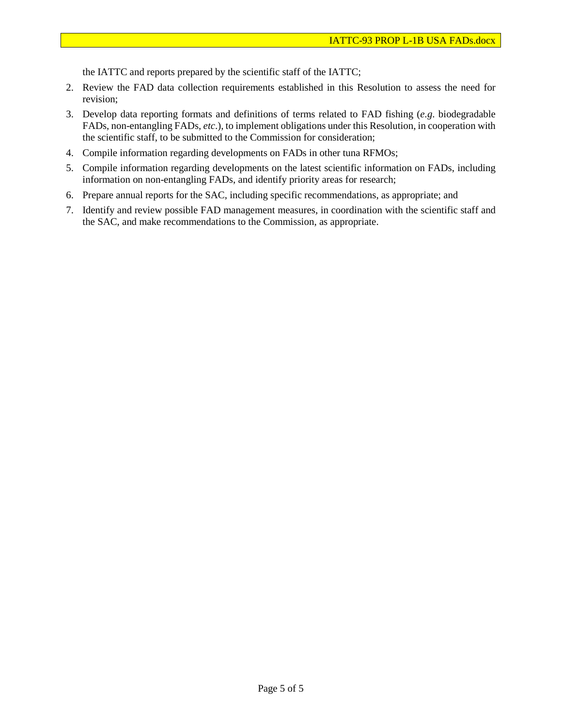the IATTC and reports prepared by the scientific staff of the IATTC;

2. Review the FAD data collection requirements established in this Resolution to assess the need for revision;
3. Develop data reporting formats and definitions of terms related to FAD fishing (*e.g.* biodegradable FADs, non-entangling FADs, *etc*.), to implement obligations under this Resolution, in cooperation with the scientific staff, to be submitted to the Commission for consideration;
4. Compile information regarding developments on FADs in other tuna RFMOs;
5. Compile information regarding developments on the latest scientific information on FADs, including information on non-entangling FADs, and identify priority areas for research;
6. Prepare annual reports for the SAC, including specific recommendations, as appropriate; and
7. Identify and review possible FAD management measures, in coordination with the scientific staff and the SAC, and make recommendations to the Commission, as appropriate.